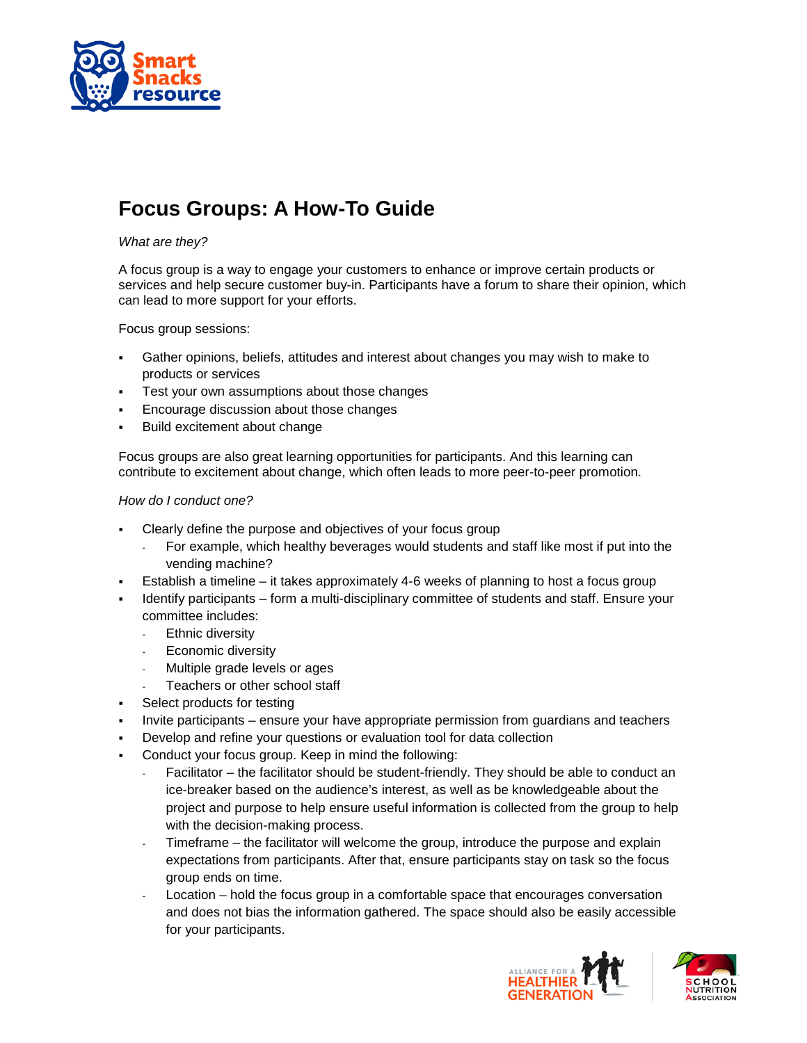# Focus Groups: A How-To Guide

*What are they?*

A focus group is a way to engage your customers to enhance or improve certain products or services and help secure customer buy-in. Participants have a forum to share their opinion, which can lead to more support for your efforts.

Focus group sessions:

- Gather opinions, beliefs, attitudes and interest about changes you may wish to make to products or services
- Test your own assumptions about those changes
- Encourage discussion about those changes
- Build excitement about change

Focus groups are also great learning opportunities for participants. And this learning can contribute to excitement about change, which often leads to more peer-to-peer promotion.

*How do I conduct one?*

- Clearly define the purpose and objectives of your focus group
  - For example, which healthy beverages would students and staff like most if put into the vending machine?
- Establish a timeline – it takes approximately 4-6 weeks of planning to host a focus group
- Identify participants – form a multi-disciplinary committee of students and staff. Ensure your committee includes:
  - Ethnic diversity
  - Economic diversity
  - Multiple grade levels or ages
  - Teachers or other school staff
- Select products for testing
- Invite participants – ensure your have appropriate permission from guardians and teachers
- Develop and refine your questions or evaluation tool for data collection
- Conduct your focus group. Keep in mind the following:
  - Facilitator – the facilitator should be student-friendly. They should be able to conduct an ice-breaker based on the audience's interest, as well as be knowledgeable about the project and purpose to help ensure useful information is collected from the group to help with the decision-making process.
  - Timeframe – the facilitator will welcome the group, introduce the purpose and explain expectations from participants. After that, ensure participants stay on task so the focus group ends on time.
  - Location – hold the focus group in a comfortable space that encourages conversation and does not bias the information gathered. The space should also be easily accessible for your participants.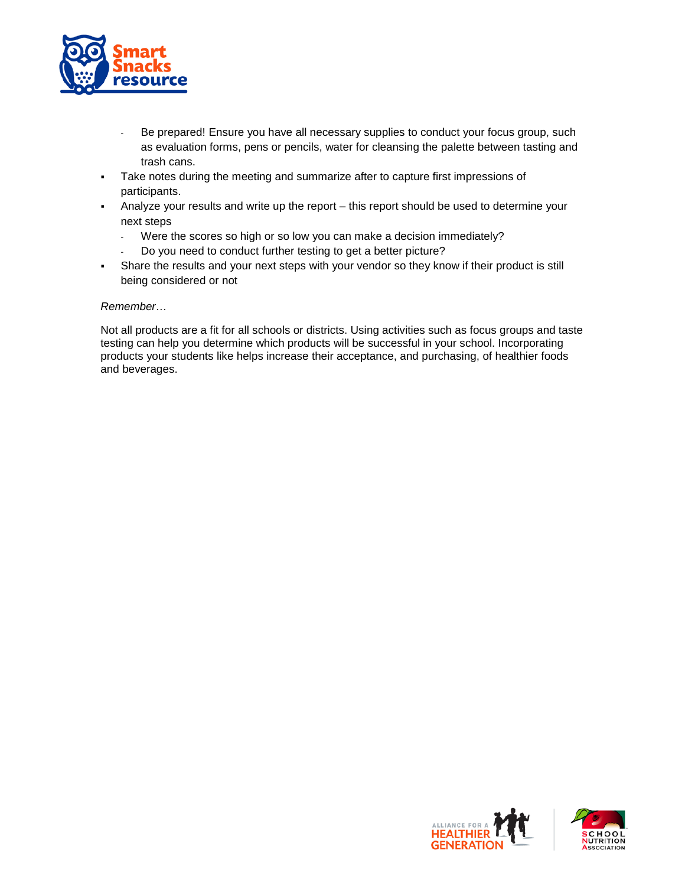- Be prepared! Ensure you have all necessary supplies to conduct your focus group, such as evaluation forms, pens or pencils, water for cleansing the palette between tasting and trash cans.
- Take notes during the meeting and summarize after to capture first impressions of participants.
- Analyze your results and write up the report – this report should be used to determine your next steps
  - Were the scores so high or so low you can make a decision immediately?
  - Do you need to conduct further testing to get a better picture?
- Share the results and your next steps with your vendor so they know if their product is still being considered or not

*Remember…*

Not all products are a fit for all schools or districts. Using activities such as focus groups and taste testing can help you determine which products will be successful in your school. Incorporating products your students like helps increase their acceptance, and purchasing, of healthier foods and beverages.